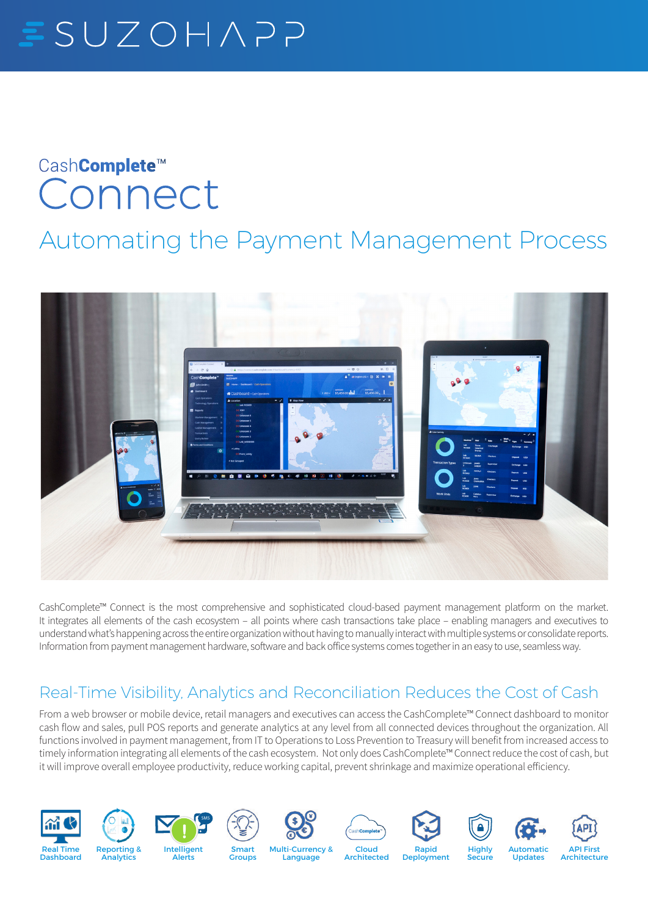# SUZOHAPP

## CashComplete™ Connect

## Automating the Payment Management Process

CashComplete™ Connect is the most comprehensive and sophisticated cloud-based payment management platform on the market. It integrates all elements of the cash ecosystem – all points where cash transactions take place – enabling managers and executives to understand what's happening across the entire organization without having to manually interact with multiple systems or consolidate reports. Information from payment management hardware, software and back office systems comes together in an easy to use, seamless way.

## Real-Time Visibility, Analytics and Reconciliation Reduces the Cost of Cash

From a web browser or mobile device, retail managers and executives can access the CashComplete™ Connect dashboard to monitor cash flow and sales, pull POS reports and generate analytics at any level from all connected devices throughout the organization. All functions involved in payment management, from IT to Operations to Loss Prevention to Treasury will benefit from increased access to timely information integrating all elements of the cash ecosystem. Not only does CashComplete™ Connect reduce the cost of cash, but it will improve overall employee productivity, reduce working capital, prevent shrinkage and maximize operational efficiency.

- Real Time Dashboard
- Reporting & Analytics
- Intelligent Alerts
- Smart Groups
- Multi-Currency & Language
- Cloud Architected
- Rapid Deployment
- Highly Secure
- Automatic Updates
- API First Architecture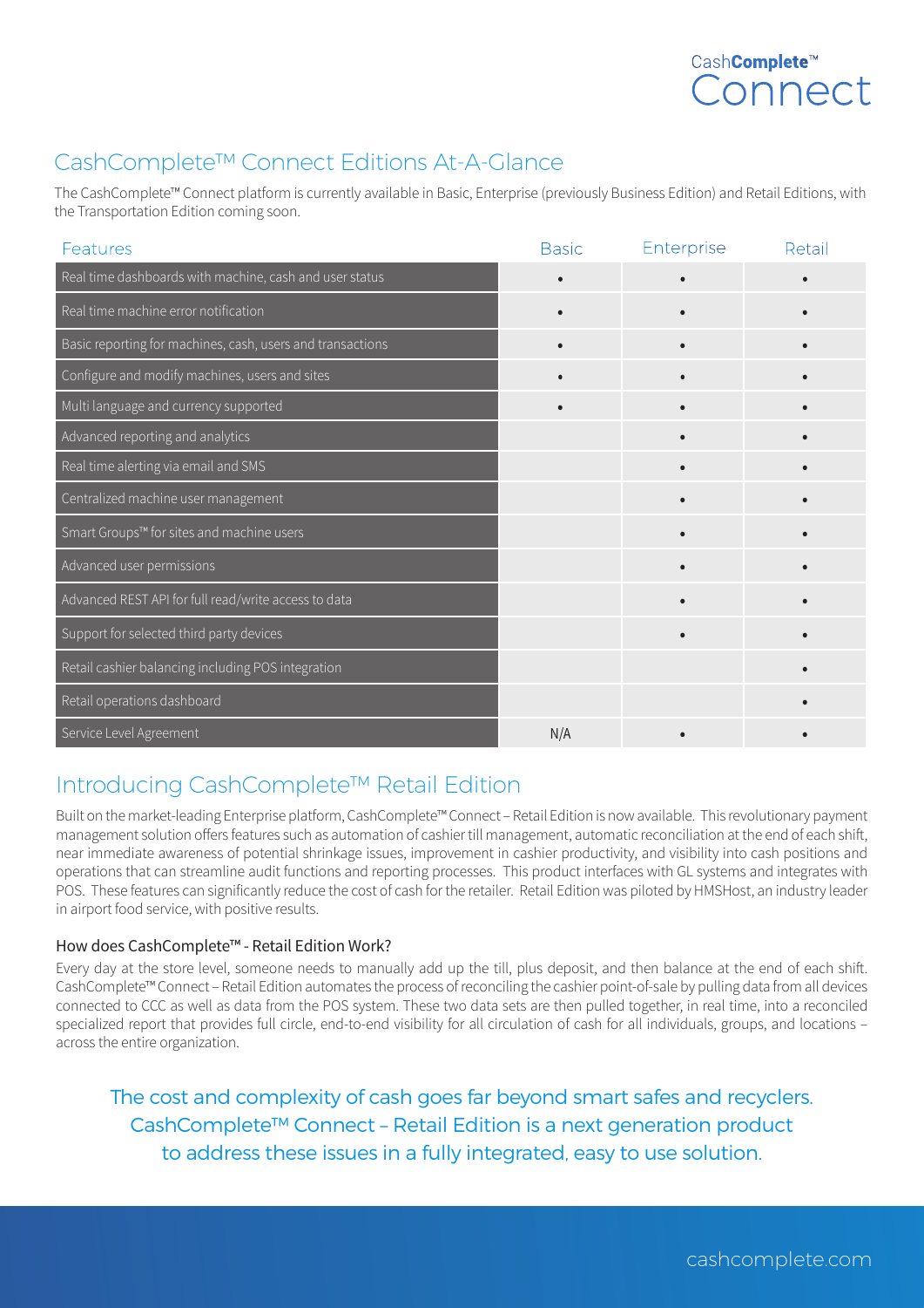CashComplete™ Connect

## CashComplete™ Connect Editions At-A-Glance

The CashComplete™ Connect platform is currently available in Basic, Enterprise (previously Business Edition) and Retail Editions, with the Transportation Edition coming soon.

| Features | Basic | Enterprise | Retail |
|---|---|---|---|
| Real time dashboards with machine, cash and user status | • | • | • |
| Real time machine error notification | • | • | • |
| Basic reporting for machines, cash, users and transactions | • | • | • |
| Configure and modify machines, users and sites | • | • | • |
| Multi language and currency supported | • | • | • |
| Advanced reporting and analytics | | • | • |
| Real time alerting via email and SMS | | • | • |
| Centralized machine user management | | • | • |
| Smart Groups™ for sites and machine users | | • | • |
| Advanced user permissions | | • | • |
| Advanced REST API for full read/write access to data | | • | • |
| Support for selected third party devices | | • | • |
| Retail cashier balancing including POS integration | | | • |
| Retail operations dashboard | | | • |
| Service Level Agreement | N/A | • | • |

## Introducing CashComplete™ Retail Edition

Built on the market-leading Enterprise platform, CashComplete™ Connect – Retail Edition is now available. This revolutionary payment management solution offers features such as automation of cashier till management, automatic reconciliation at the end of each shift, near immediate awareness of potential shrinkage issues, improvement in cashier productivity, and visibility into cash positions and operations that can streamline audit functions and reporting processes. This product interfaces with GL systems and integrates with POS. These features can significantly reduce the cost of cash for the retailer. Retail Edition was piloted by HMSHost, an industry leader in airport food service, with positive results.

### How does CashComplete™ - Retail Edition Work?

Every day at the store level, someone needs to manually add up the till, plus deposit, and then balance at the end of each shift. CashComplete™ Connect – Retail Edition automates the process of reconciling the cashier point-of-sale by pulling data from all devices connected to CCC as well as data from the POS system. These two data sets are then pulled together, in real time, into a reconciled specialized report that provides full circle, end-to-end visibility for all circulation of cash for all individuals, groups, and locations – across the entire organization.

The cost and complexity of cash goes far beyond smart safes and recyclers. CashComplete™ Connect – Retail Edition is a next generation product to address these issues in a fully integrated, easy to use solution.

cashcomplete.com